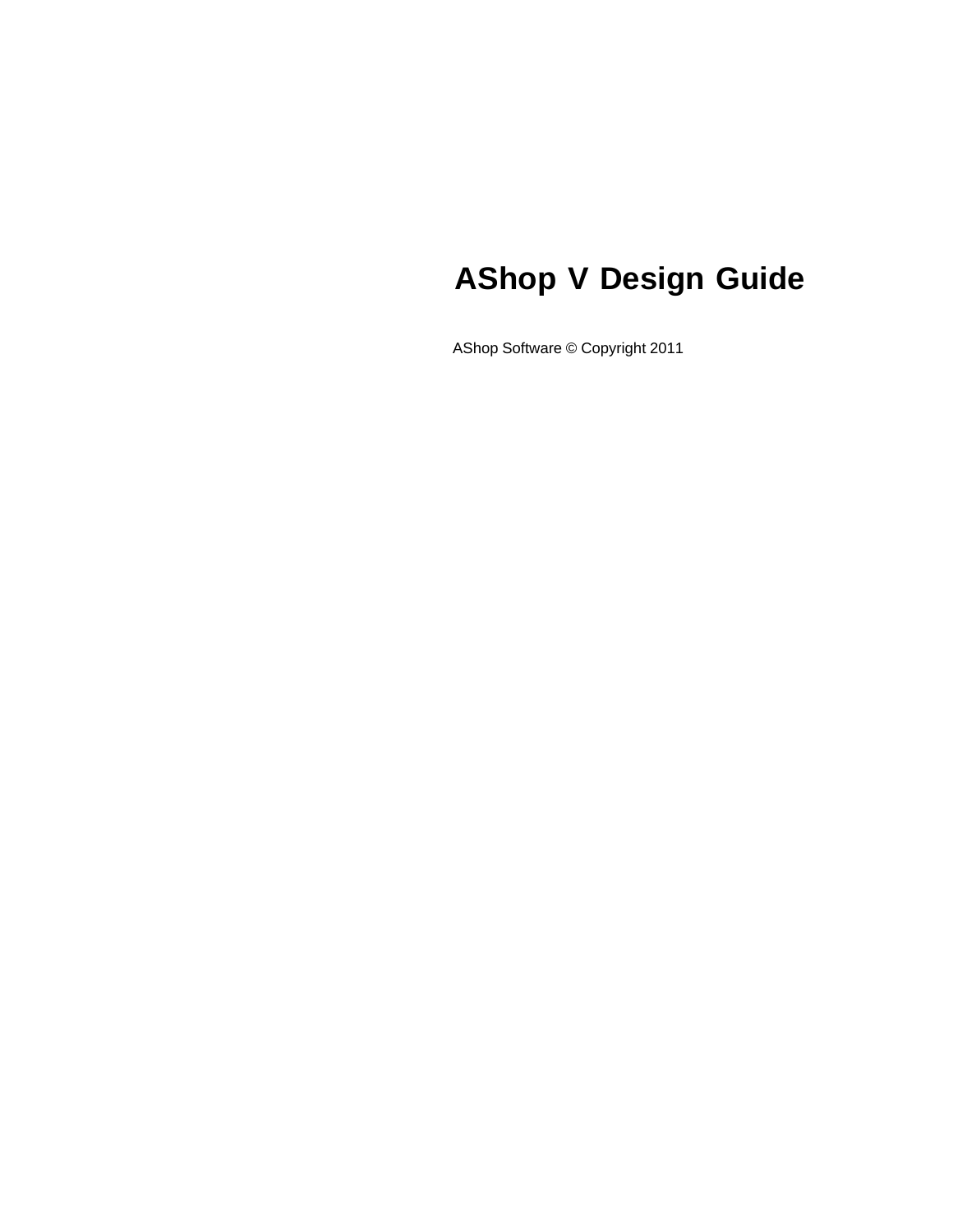# AShop V Design Guide

AShop Software © Copyright 2011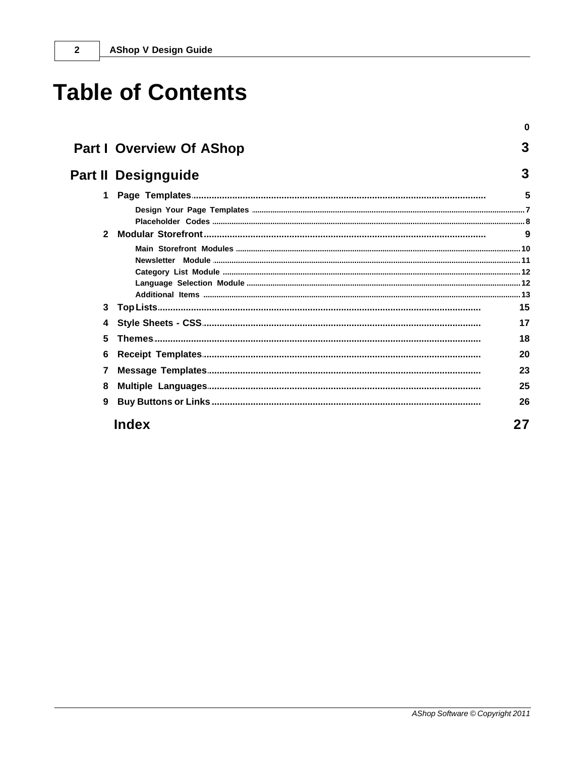# Table of Contents

| | | |
|---|---|---|
| | | 0 |
| **Part I** | **Overview Of AShop** | **3** |
| **Part II** | **Designguide** | **3** |
| 1 | Page Templates | 5 |
| | Design Your Page Templates | 7 |
| | Placeholder Codes | 8 |
| 2 | Modular Storefront | 9 |
| | Main Storefront Modules | 10 |
| | Newsletter Module | 11 |
| | Category List Module | 12 |
| | Language Selection Module | 12 |
| | Additional Items | 13 |
| 3 | Top Lists | 15 |
| 4 | Style Sheets - CSS | 17 |
| 5 | Themes | 18 |
| 6 | Receipt Templates | 20 |
| 7 | Message Templates | 23 |
| 8 | Multiple Languages | 25 |
| 9 | Buy Buttons or Links | 26 |
| | **Index** | **27** |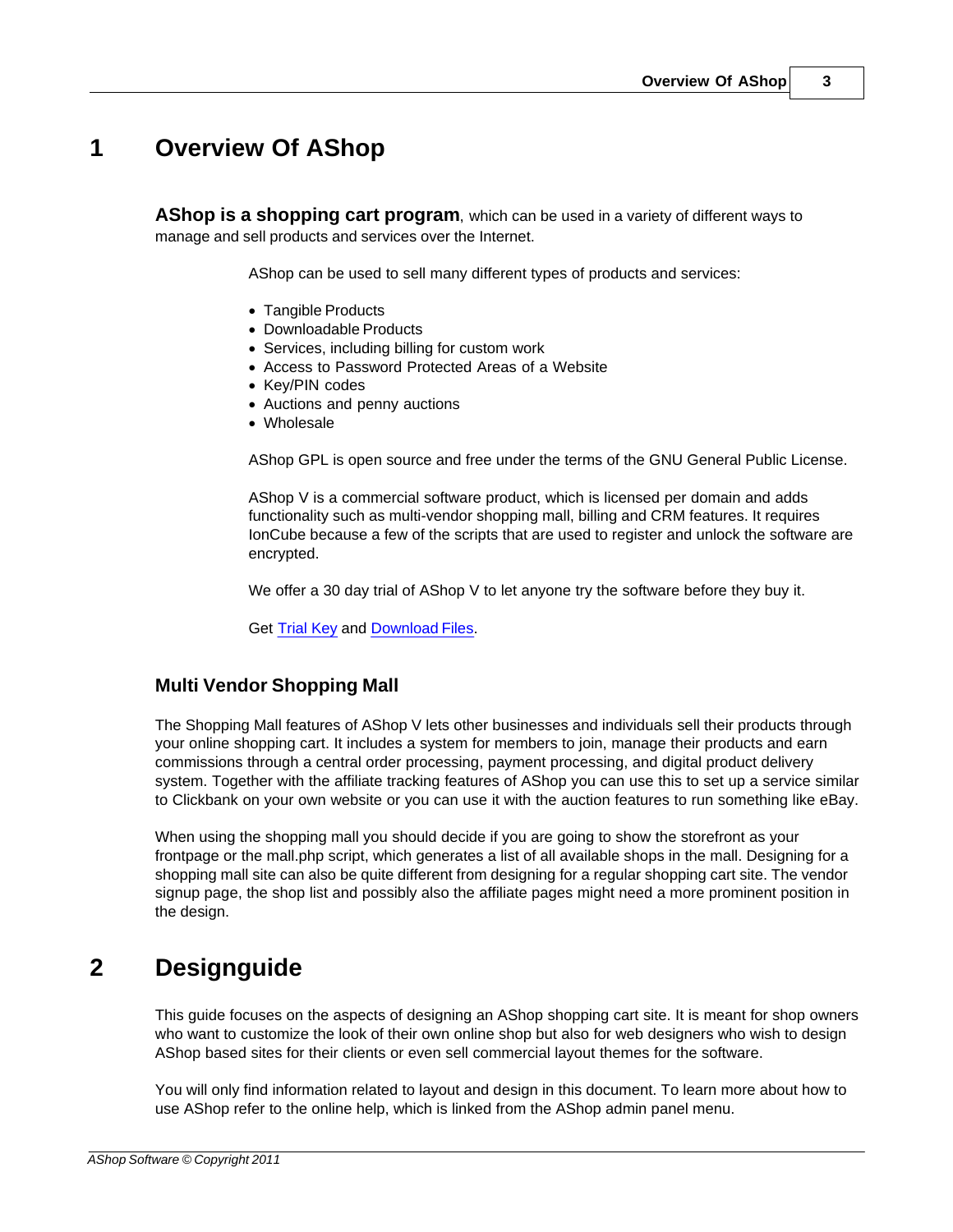# 1 Overview Of AShop

**AShop is a shopping cart program**, which can be used in a variety of different ways to manage and sell products and services over the Internet.

AShop can be used to sell many different types of products and services:

- Tangible Products
- Downloadable Products
- Services, including billing for custom work
- Access to Password Protected Areas of a Website
- Key/PIN codes
- Auctions and penny auctions
- Wholesale

AShop GPL is open source and free under the terms of the GNU General Public License.

AShop V is a commercial software product, which is licensed per domain and adds functionality such as multi-vendor shopping mall, billing and CRM features. It requires IonCube because a few of the scripts that are used to register and unlock the software are encrypted.

We offer a 30 day trial of AShop V to let anyone try the software before they buy it.

Get Trial Key and Download Files.

## Multi Vendor Shopping Mall

The Shopping Mall features of AShop V lets other businesses and individuals sell their products through your online shopping cart. It includes a system for members to join, manage their products and earn commissions through a central order processing, payment processing, and digital product delivery system. Together with the affiliate tracking features of AShop you can use this to set up a service similar to Clickbank on your own website or you can use it with the auction features to run something like eBay.

When using the shopping mall you should decide if you are going to show the storefront as your frontpage or the mall.php script, which generates a list of all available shops in the mall. Designing for a shopping mall site can also be quite different from designing for a regular shopping cart site. The vendor signup page, the shop list and possibly also the affiliate pages might need a more prominent position in the design.

# 2 Designguide

This guide focuses on the aspects of designing an AShop shopping cart site. It is meant for shop owners who want to customize the look of their own online shop but also for web designers who wish to design AShop based sites for their clients or even sell commercial layout themes for the software.

You will only find information related to layout and design in this document. To learn more about how to use AShop refer to the online help, which is linked from the AShop admin panel menu.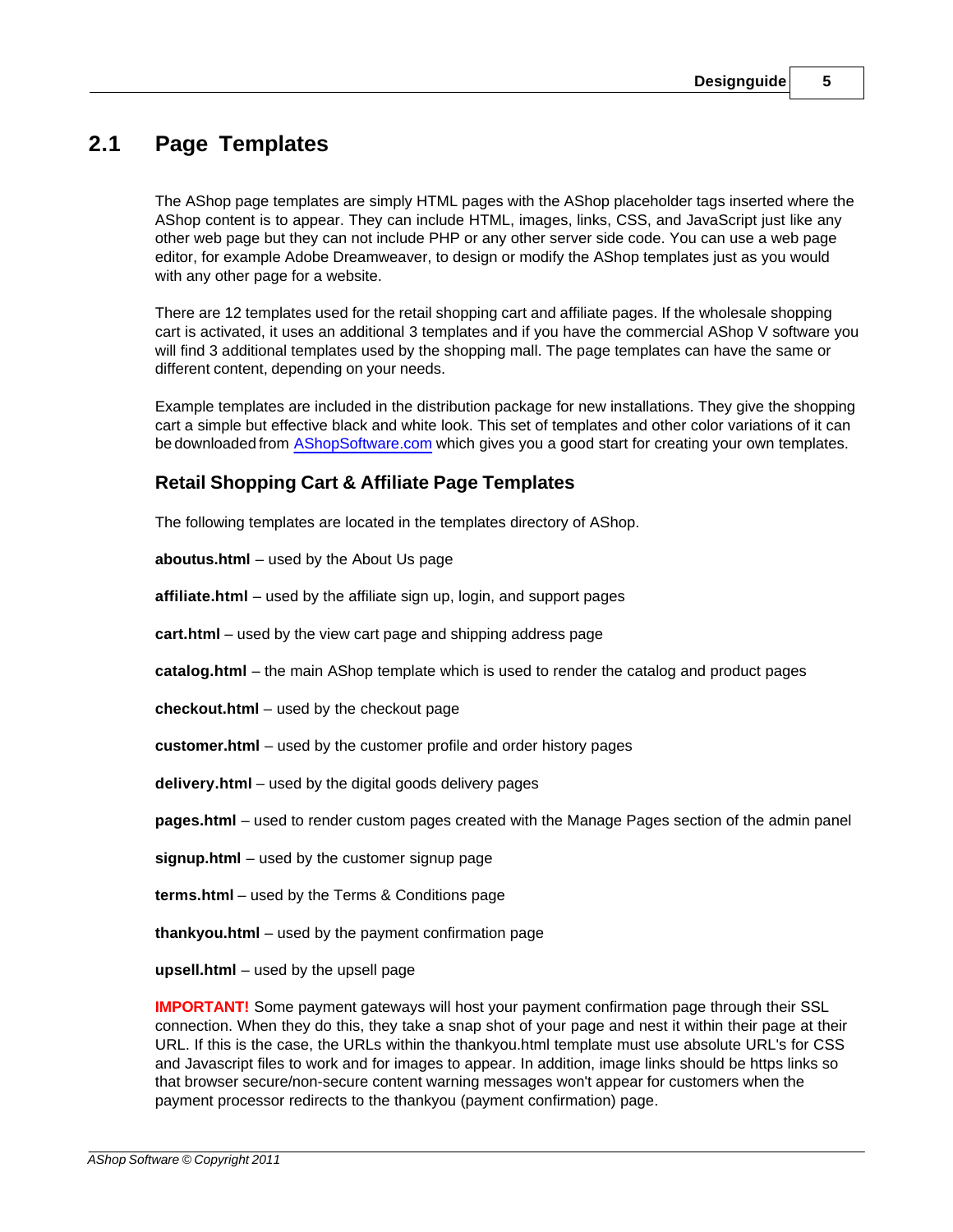## 2.1 Page Templates

The AShop page templates are simply HTML pages with the AShop placeholder tags inserted where the AShop content is to appear. They can include HTML, images, links, CSS, and JavaScript just like any other web page but they can not include PHP or any other server side code. You can use a web page editor, for example Adobe Dreamweaver, to design or modify the AShop templates just as you would with any other page for a website.

There are 12 templates used for the retail shopping cart and affiliate pages. If the wholesale shopping cart is activated, it uses an additional 3 templates and if you have the commercial AShop V software you will find 3 additional templates used by the shopping mall. The page templates can have the same or different content, depending on your needs.

Example templates are included in the distribution package for new installations. They give the shopping cart a simple but effective black and white look. This set of templates and other color variations of it can be downloaded from AShopSoftware.com which gives you a good start for creating your own templates.

### Retail Shopping Cart & Affiliate Page Templates

The following templates are located in the templates directory of AShop.

**aboutus.html** – used by the About Us page

**affiliate.html** – used by the affiliate sign up, login, and support pages

**cart.html** – used by the view cart page and shipping address page

**catalog.html** – the main AShop template which is used to render the catalog and product pages

**checkout.html** – used by the checkout page

**customer.html** – used by the customer profile and order history pages

**delivery.html** – used by the digital goods delivery pages

**pages.html** – used to render custom pages created with the Manage Pages section of the admin panel

**signup.html** – used by the customer signup page

**terms.html** – used by the Terms & Conditions page

**thankyou.html** – used by the payment confirmation page

**upsell.html** – used by the upsell page

**IMPORTANT!** Some payment gateways will host your payment confirmation page through their SSL connection. When they do this, they take a snap shot of your page and nest it within their page at their URL. If this is the case, the URLs within the thankyou.html template must use absolute URL's for CSS and Javascript files to work and for images to appear. In addition, image links should be https links so that browser secure/non-secure content warning messages won't appear for customers when the payment processor redirects to the thankyou (payment confirmation) page.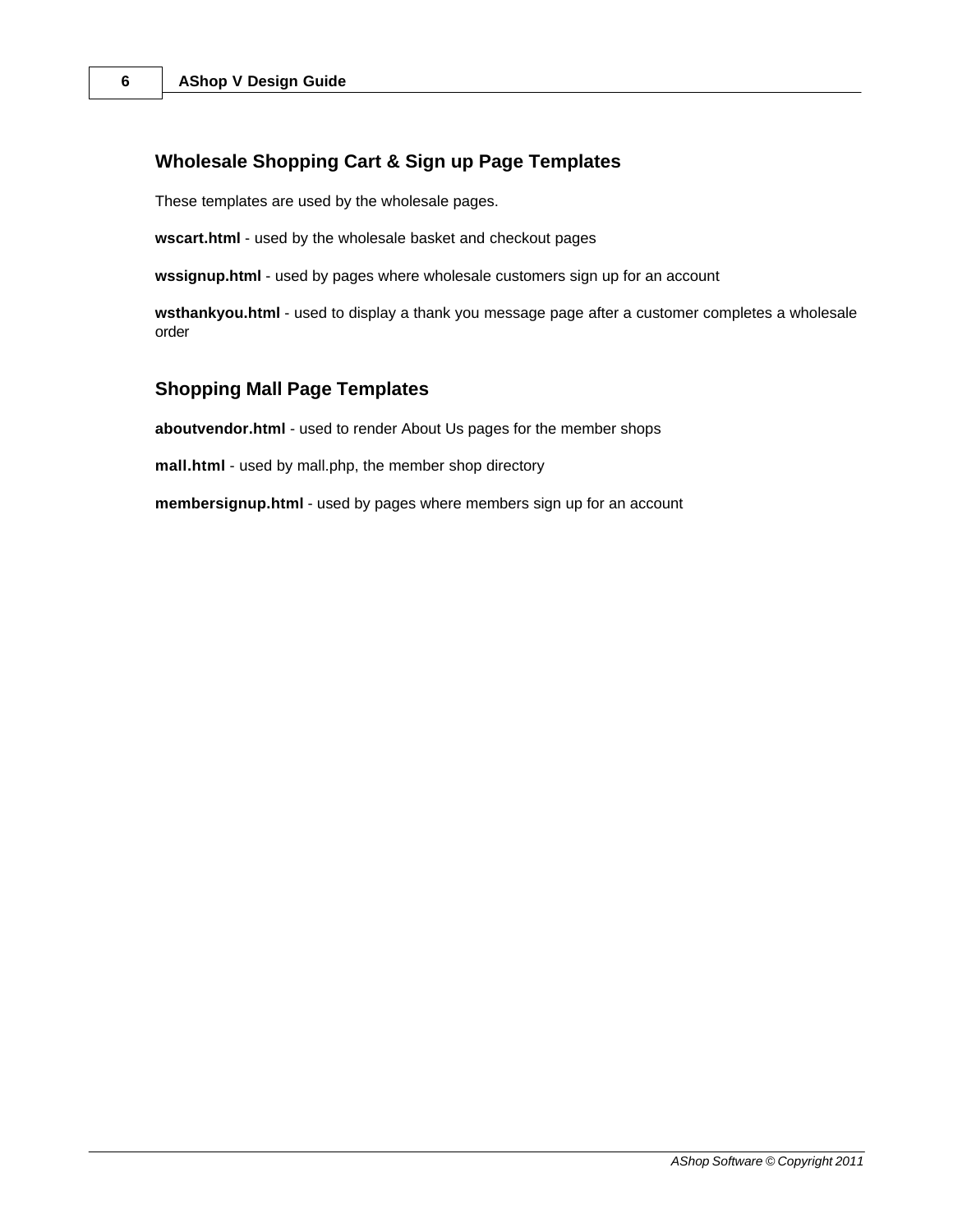## Wholesale Shopping Cart & Sign up Page Templates

These templates are used by the wholesale pages.

**wscart.html** - used by the wholesale basket and checkout pages

**wssignup.html** - used by pages where wholesale customers sign up for an account

**wsthankyou.html** - used to display a thank you message page after a customer completes a wholesale order

## Shopping Mall Page Templates

**aboutvendor.html** - used to render About Us pages for the member shops

**mall.html** - used by mall.php, the member shop directory

**membersignup.html** - used by pages where members sign up for an account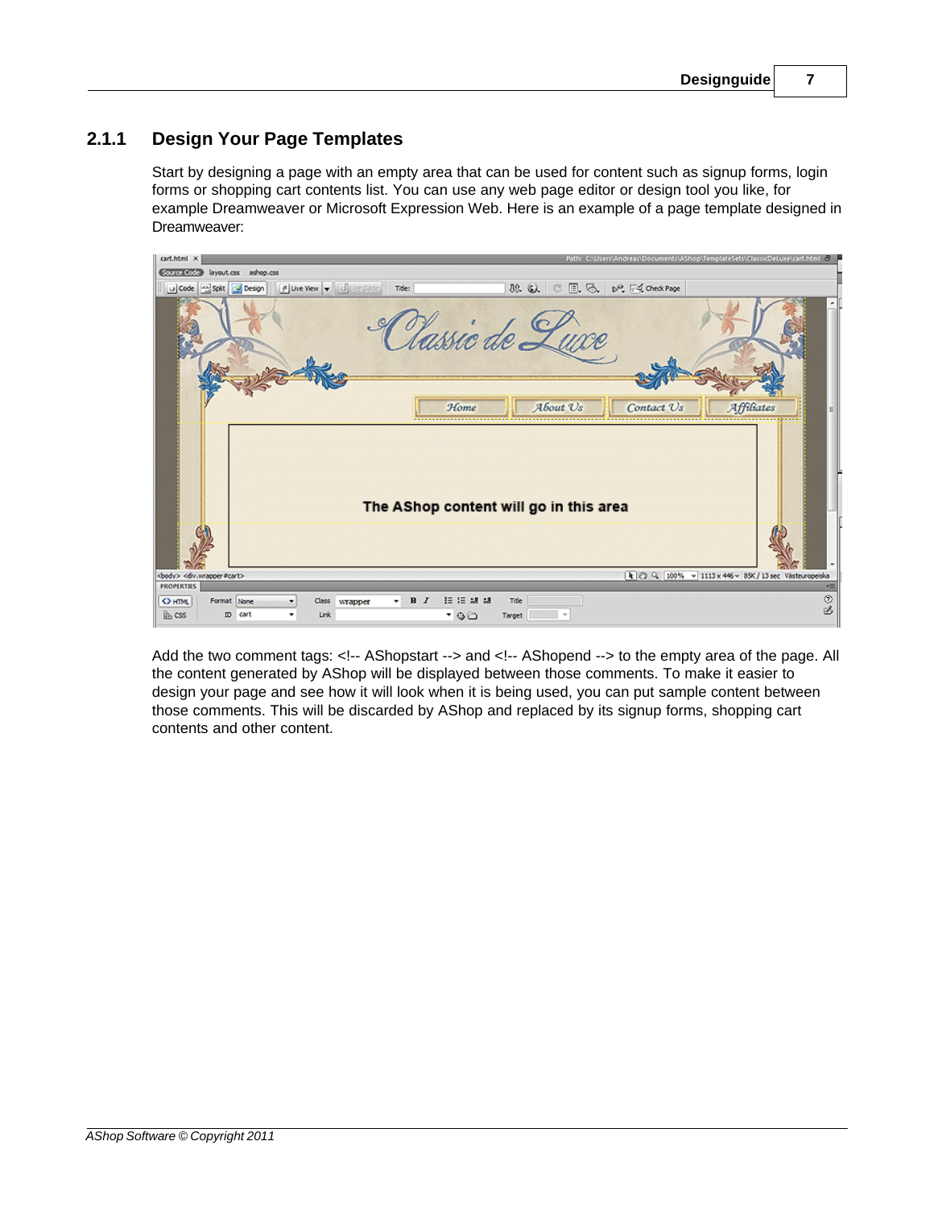## 2.1.1 Design Your Page Templates

Start by designing a page with an empty area that can be used for content such as signup forms, login forms or shopping cart contents list. You can use any web page editor or design tool you like, for example Dreamweaver or Microsoft Expression Web. Here is an example of a page template designed in Dreamweaver:

Add the two comment tags: <!-- AShopstart --> and <!-- AShopend --> to the empty area of the page. All the content generated by AShop will be displayed between those comments. To make it easier to design your page and see how it will look when it is being used, you can put sample content between those comments. This will be discarded by AShop and replaced by its signup forms, shopping cart contents and other content.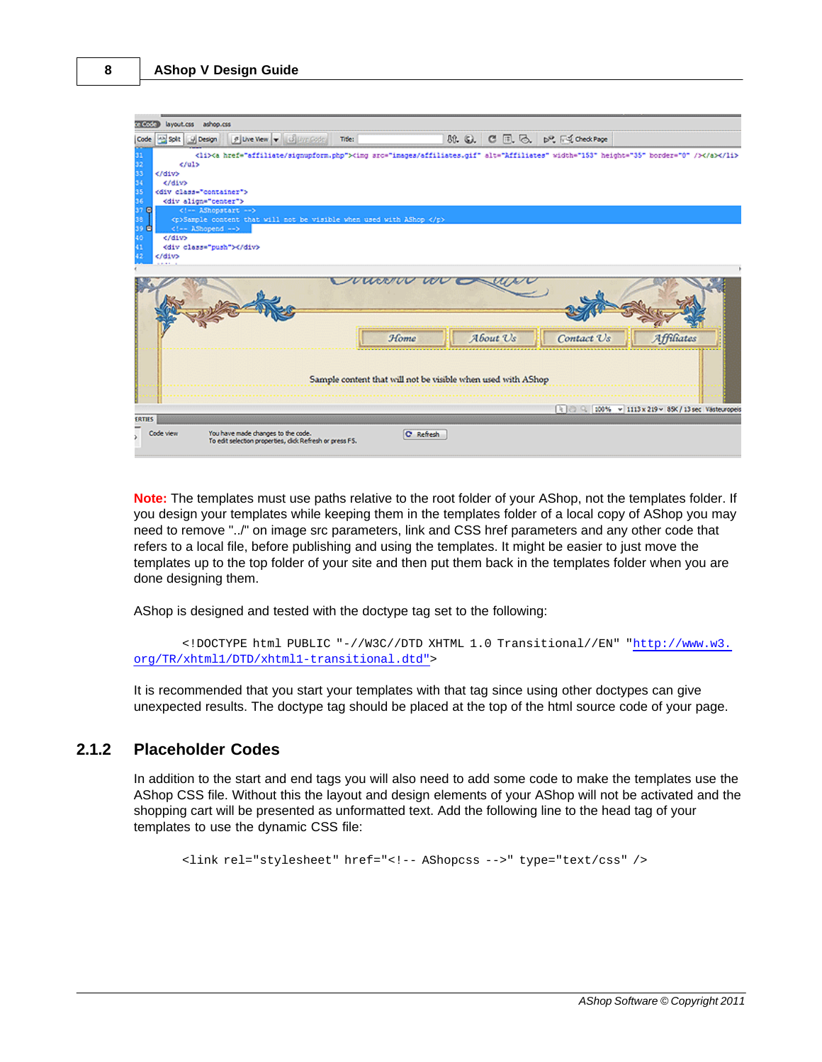**Note:** The templates must use paths relative to the root folder of your AShop, not the templates folder. If you design your templates while keeping them in the templates folder of a local copy of AShop you may need to remove "../" on image src parameters, link and CSS href parameters and any other code that refers to a local file, before publishing and using the templates. It might be easier to just move the templates up to the top folder of your site and then put them back in the templates folder when you are done designing them.

AShop is designed and tested with the doctype tag set to the following:

```
<!DOCTYPE html PUBLIC "-//W3C//DTD XHTML 1.0 Transitional//EN" "http://www.w3.org/TR/xhtml1/DTD/xhtml1-transitional.dtd">
```

It is recommended that you start your templates with that tag since using other doctypes can give unexpected results. The doctype tag should be placed at the top of the html source code of your page.

## 2.1.2 Placeholder Codes

In addition to the start and end tags you will also need to add some code to make the templates use the AShop CSS file. Without this the layout and design elements of your AShop will not be activated and the shopping cart will be presented as unformatted text. Add the following line to the head tag of your templates to use the dynamic CSS file:

```
<link rel="stylesheet" href="<!-- AShopcss -->" type="text/css" />
```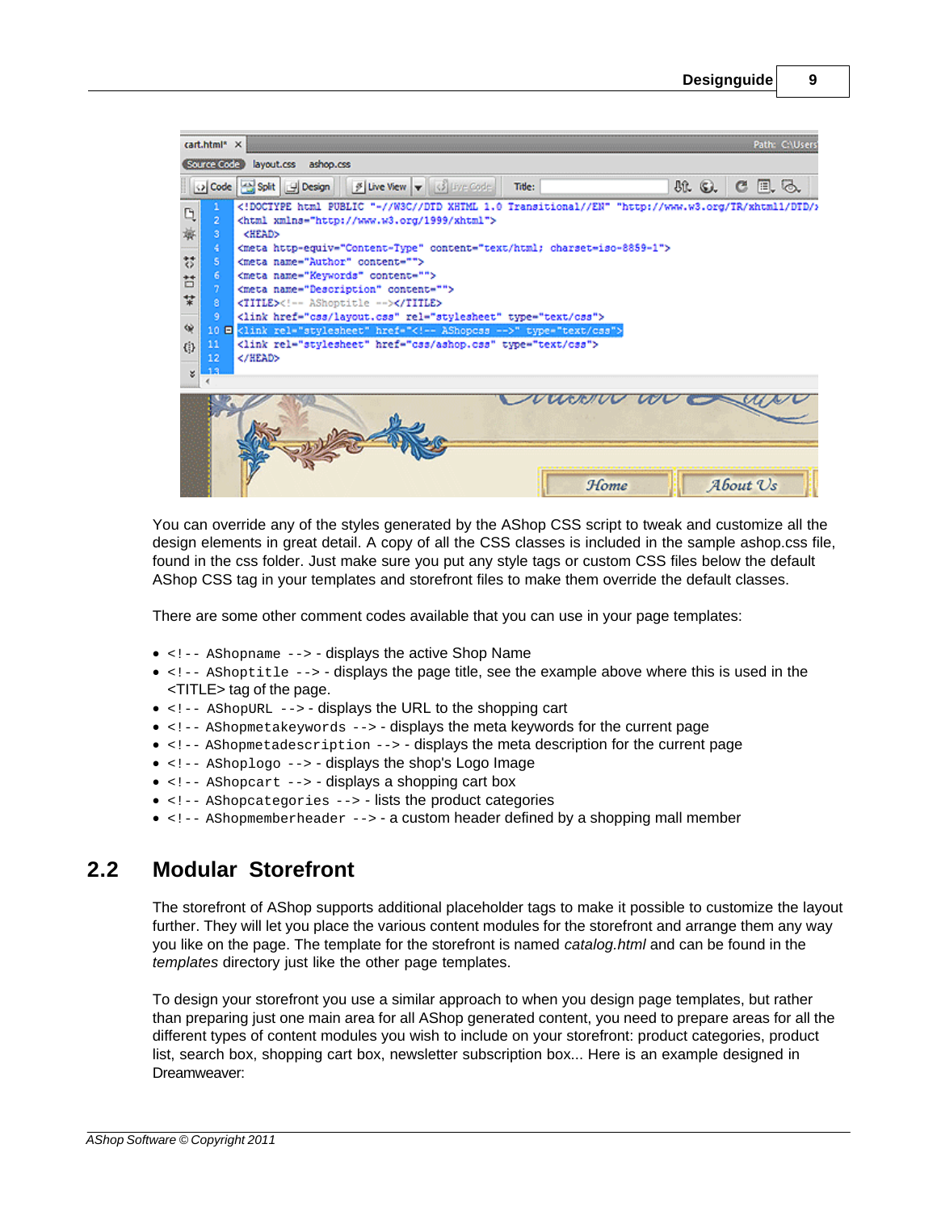You can override any of the styles generated by the AShop CSS script to tweak and customize all the design elements in great detail. A copy of all the CSS classes is included in the sample ashop.css file, found in the css folder. Just make sure you put any style tags or custom CSS files below the default AShop CSS tag in your templates and storefront files to make them override the default classes.

There are some other comment codes available that you can use in your page templates:

- `<!-- AShopname -->` - displays the active Shop Name
- `<!-- AShoptitle -->` - displays the page title, see the example above where this is used in the <TITLE> tag of the page.
- `<!-- AShopURL -->` - displays the URL to the shopping cart
- `<!-- AShopmetakeywords -->` - displays the meta keywords for the current page
- `<!-- AShopmetadescription -->` - displays the meta description for the current page
- `<!-- AShoplogo -->` - displays the shop's Logo Image
- `<!-- AShopcart -->` - displays a shopping cart box
- `<!-- AShopcategories -->` - lists the product categories
- `<!-- AShopmemberheader -->` - a custom header defined by a shopping mall member

## 2.2 Modular Storefront

The storefront of AShop supports additional placeholder tags to make it possible to customize the layout further. They will let you place the various content modules for the storefront and arrange them any way you like on the page. The template for the storefront is named *catalog.html* and can be found in the *templates* directory just like the other page templates.

To design your storefront you use a similar approach to when you design page templates, but rather than preparing just one main area for all AShop generated content, you need to prepare areas for all the different types of content modules you wish to include on your storefront: product categories, product list, search box, shopping cart box, newsletter subscription box... Here is an example designed in Dreamweaver: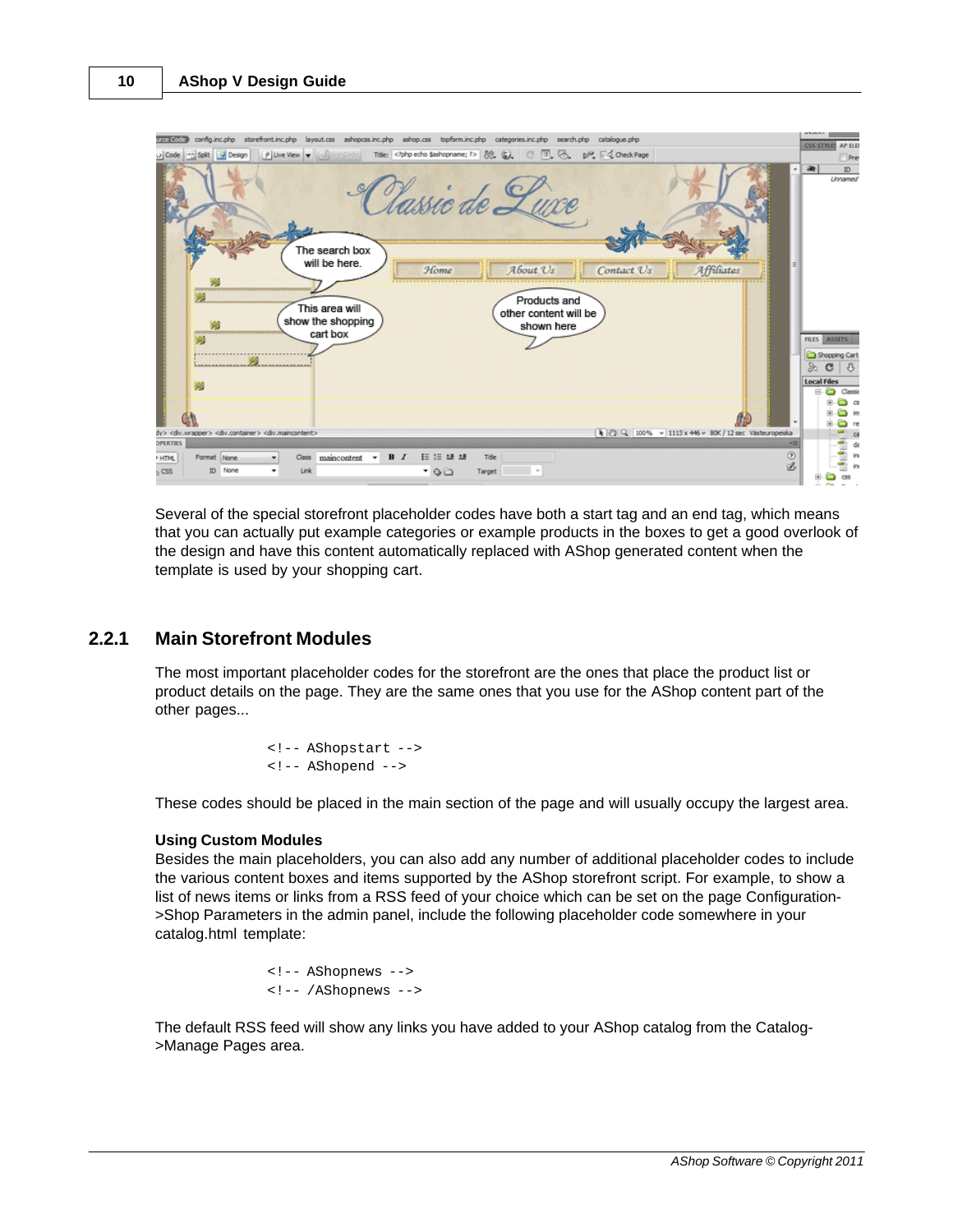Several of the special storefront placeholder codes have both a start tag and an end tag, which means that you can actually put example categories or example products in the boxes to get a good overlook of the design and have this content automatically replaced with AShop generated content when the template is used by your shopping cart.

## 2.2.1 Main Storefront Modules

The most important placeholder codes for the storefront are the ones that place the product list or product details on the page. They are the same ones that you use for the AShop content part of the other pages...

```
<!-- AShopstart -->
<!-- AShopend -->
```

These codes should be placed in the main section of the page and will usually occupy the largest area.

**Using Custom Modules**

Besides the main placeholders, you can also add any number of additional placeholder codes to include the various content boxes and items supported by the AShop storefront script. For example, to show a list of news items or links from a RSS feed of your choice which can be set on the page Configuration->Shop Parameters in the admin panel, include the following placeholder code somewhere in your catalog.html template:

```
<!-- AShopnews -->
<!-- /AShopnews -->
```

The default RSS feed will show any links you have added to your AShop catalog from the Catalog->Manage Pages area.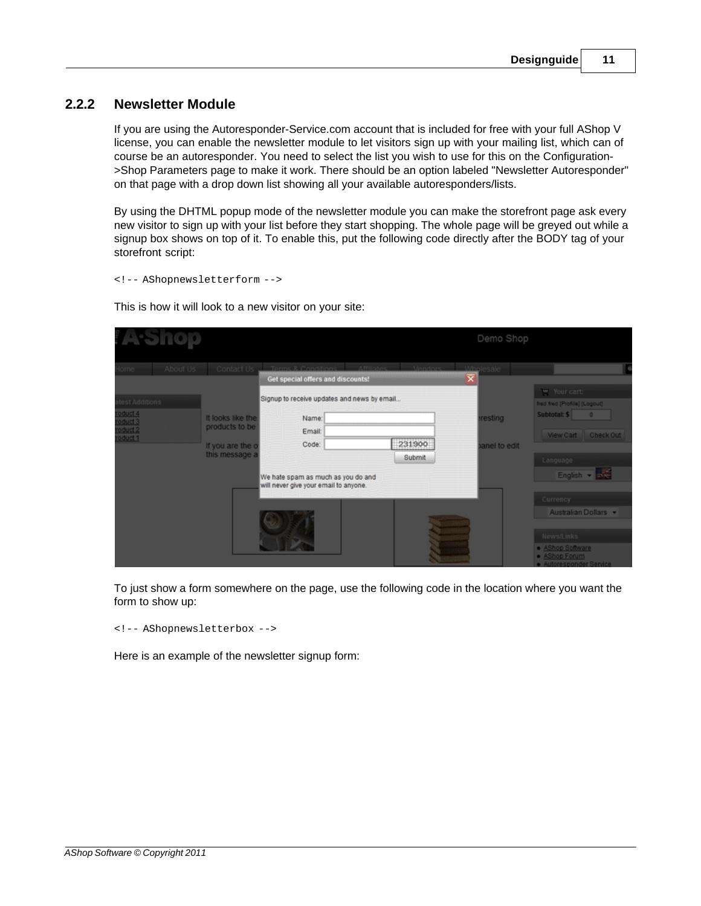### 2.2.2 Newsletter Module

If you are using the Autoresponder-Service.com account that is included for free with your full AShop V license, you can enable the newsletter module to let visitors sign up with your mailing list, which can of course be an autoresponder. You need to select the list you wish to use for this on the Configuration->Shop Parameters page to make it work. There should be an option labeled "Newsletter Autoresponder" on that page with a drop down list showing all your available autoresponders/lists.

By using the DHTML popup mode of the newsletter module you can make the storefront page ask every new visitor to sign up with your list before they start shopping. The whole page will be greyed out while a signup box shows on top of it. To enable this, put the following code directly after the BODY tag of your storefront script:

```
<!-- AShopnewsletterform -->
```

This is how it will look to a new visitor on your site:

To just show a form somewhere on the page, use the following code in the location where you want the form to show up:

```
<!-- AShopnewsletterbox -->
```

Here is an example of the newsletter signup form: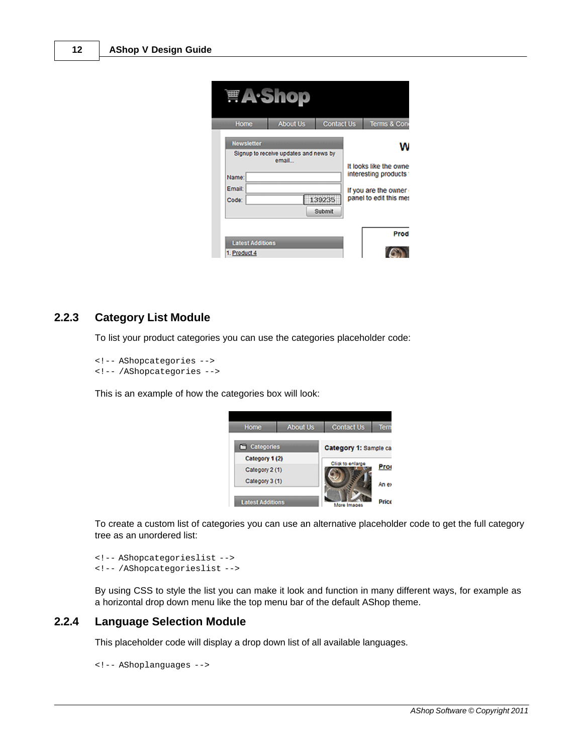### 2.2.3 Category List Module

To list your product categories you can use the categories placeholder code:

```
<!-- AShopcategories -->
<!-- /AShopcategories -->
```

This is an example of how the categories box will look:

To create a custom list of categories you can use an alternative placeholder code to get the full category tree as an unordered list:

```
<!-- AShopcategorieslist -->
<!-- /AShopcategorieslist -->
```

By using CSS to style the list you can make it look and function in many different ways, for example as a horizontal drop down menu like the top menu bar of the default AShop theme.

### 2.2.4 Language Selection Module

This placeholder code will display a drop down list of all available languages.

```
<!-- AShoplanguages -->
```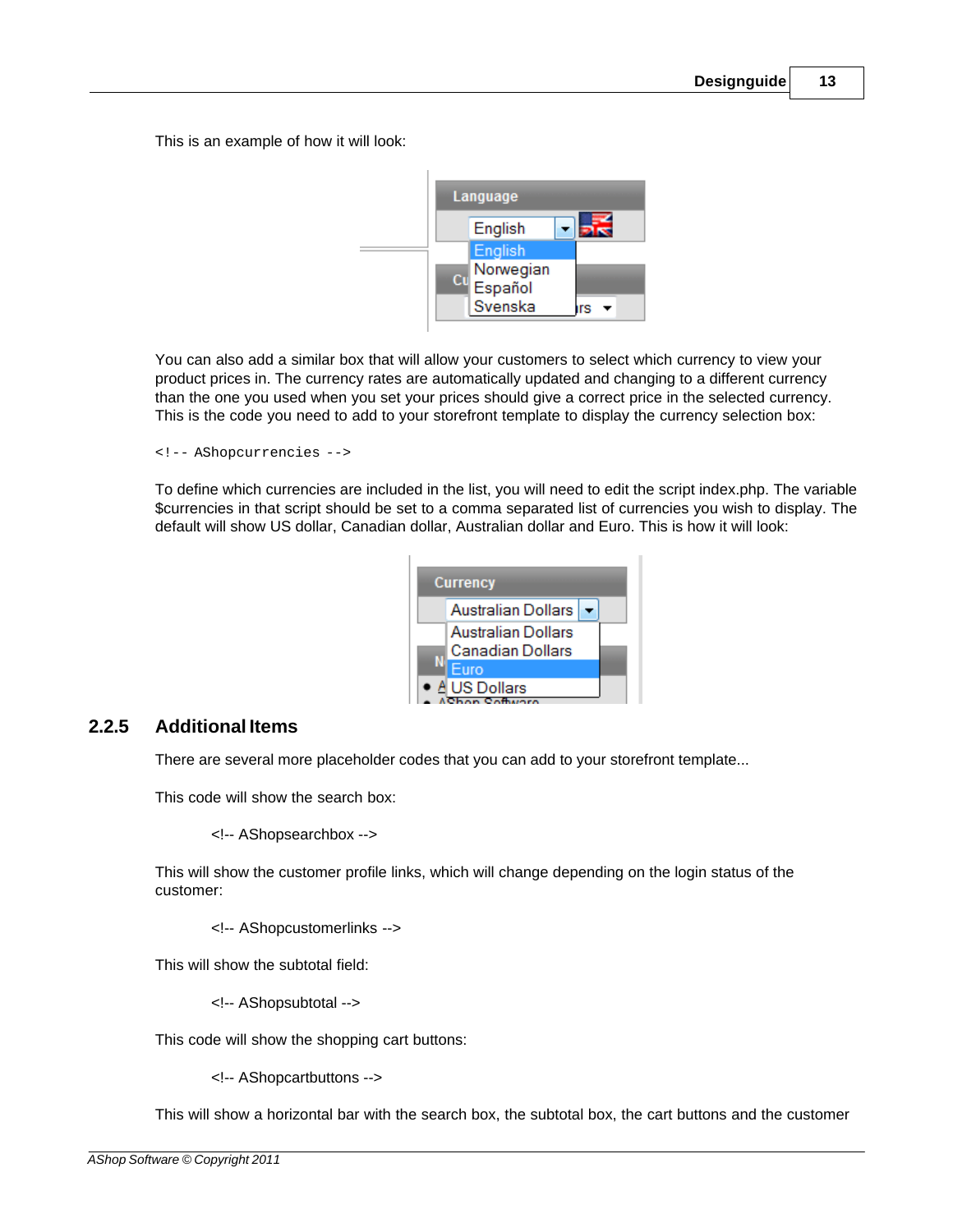This is an example of how it will look:

You can also add a similar box that will allow your customers to select which currency to view your product prices in. The currency rates are automatically updated and changing to a different currency than the one you used when you set your prices should give a correct price in the selected currency. This is the code you need to add to your storefront template to display the currency selection box:

```
<!-- AShopcurrencies -->
```

To define which currencies are included in the list, you will need to edit the script index.php. The variable $currencies in that script should be set to a comma separated list of currencies you wish to display. The default will show US dollar, Canadian dollar, Australian dollar and Euro. This is how it will look:

## 2.2.5 Additional Items

There are several more placeholder codes that you can add to your storefront template...

This code will show the search box:

```
<!-- AShopsearchbox -->
```

This will show the customer profile links, which will change depending on the login status of the customer:

```
<!-- AShopcustomerlinks -->
```

This will show the subtotal field:

```
<!-- AShopsubtotal -->
```

This code will show the shopping cart buttons:

```
<!-- AShopcartbuttons -->
```

This will show a horizontal bar with the search box, the subtotal box, the cart buttons and the customer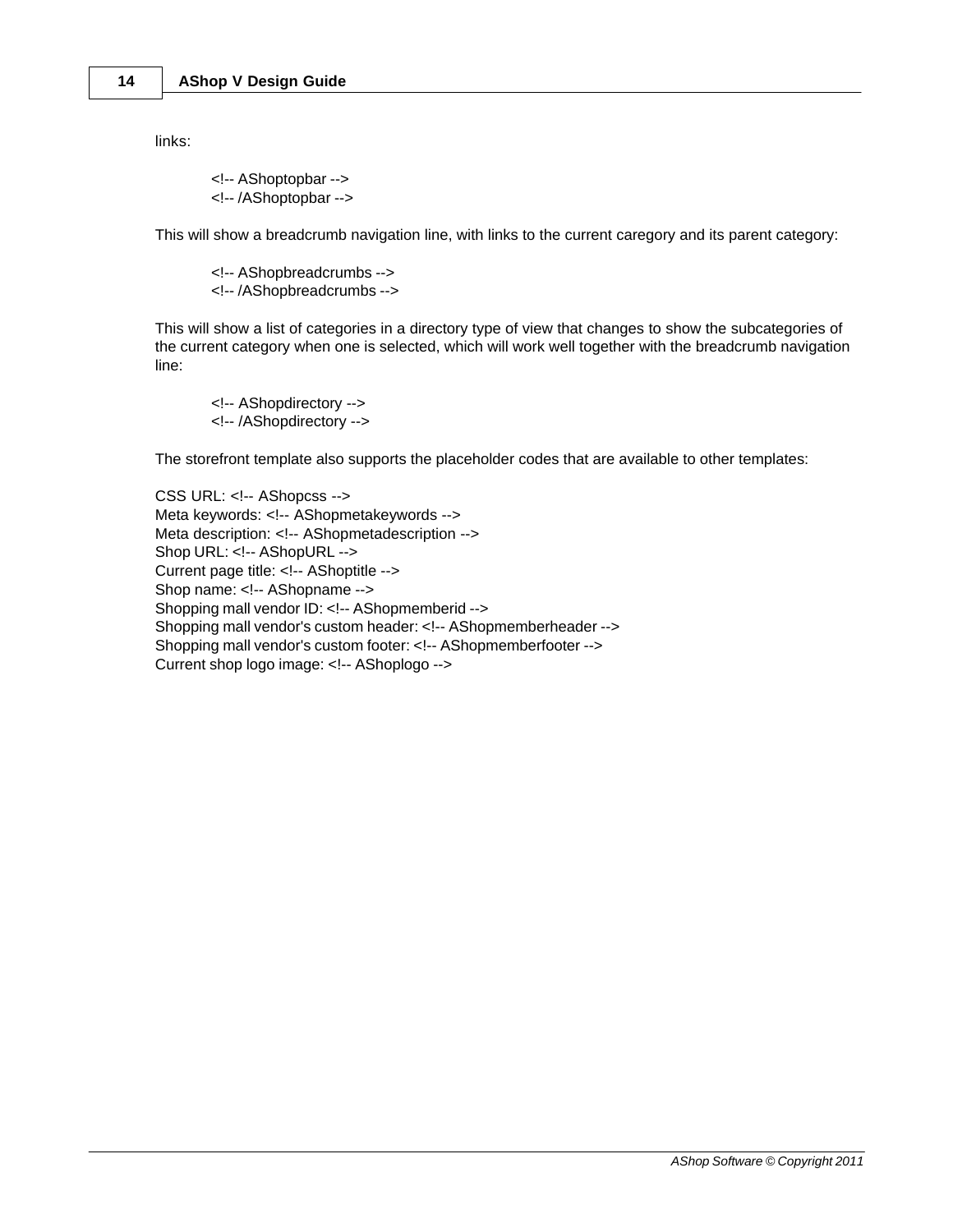links:

```
<!-- AShoptopbar -->
<!-- /AShoptopbar -->
```

This will show a breadcrumb navigation line, with links to the current caregory and its parent category:

```
<!-- AShopbreadcrumbs -->
<!-- /AShopbreadcrumbs -->
```

This will show a list of categories in a directory type of view that changes to show the subcategories of the current category when one is selected, which will work well together with the breadcrumb navigation line:

```
<!-- AShopdirectory -->
<!-- /AShopdirectory -->
```

The storefront template also supports the placeholder codes that are available to other templates:

CSS URL: <!-- AShopcss -->
Meta keywords: <!-- AShopmetakeywords -->
Meta description: <!-- AShopmetadescription -->
Shop URL: <!-- AShopURL -->
Current page title: <!-- AShoptitle -->
Shop name: <!-- AShopname -->
Shopping mall vendor ID: <!-- AShopmemberid -->
Shopping mall vendor's custom header: <!-- AShopmemberheader -->
Shopping mall vendor's custom footer: <!-- AShopmemberfooter -->
Current shop logo image: <!-- AShoplogo -->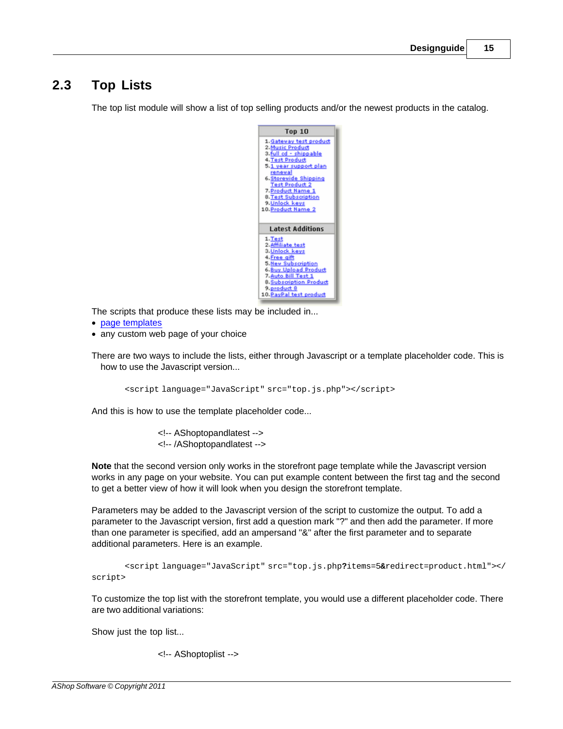## 2.3 Top Lists

The top list module will show a list of top selling products and/or the newest products in the catalog.

The scripts that produce these lists may be included in...

- page templates
- any custom web page of your choice

There are two ways to include the lists, either through Javascript or a template placeholder code. This is how to use the Javascript version...

```
<script language="JavaScript" src="top.js.php"></script>
```

And this is how to use the template placeholder code...

```
<!-- AShoptopandlatest -->
<!-- /AShoptopandlatest -->
```

**Note** that the second version only works in the storefront page template while the Javascript version works in any page on your website. You can put example content between the first tag and the second to get a better view of how it will look when you design the storefront template.

Parameters may be added to the Javascript version of the script to customize the output. To add a parameter to the Javascript version, first add a question mark "?" and then add the parameter. If more than one parameter is specified, add an ampersand "&" after the first parameter and to separate additional parameters. Here is an example.

```
<script language="JavaScript" src="top.js.php?items=5&redirect=product.html"></script>
```

To customize the top list with the storefront template, you would use a different placeholder code. There are two additional variations:

Show just the top list...

```
<!-- AShoptoplist -->
```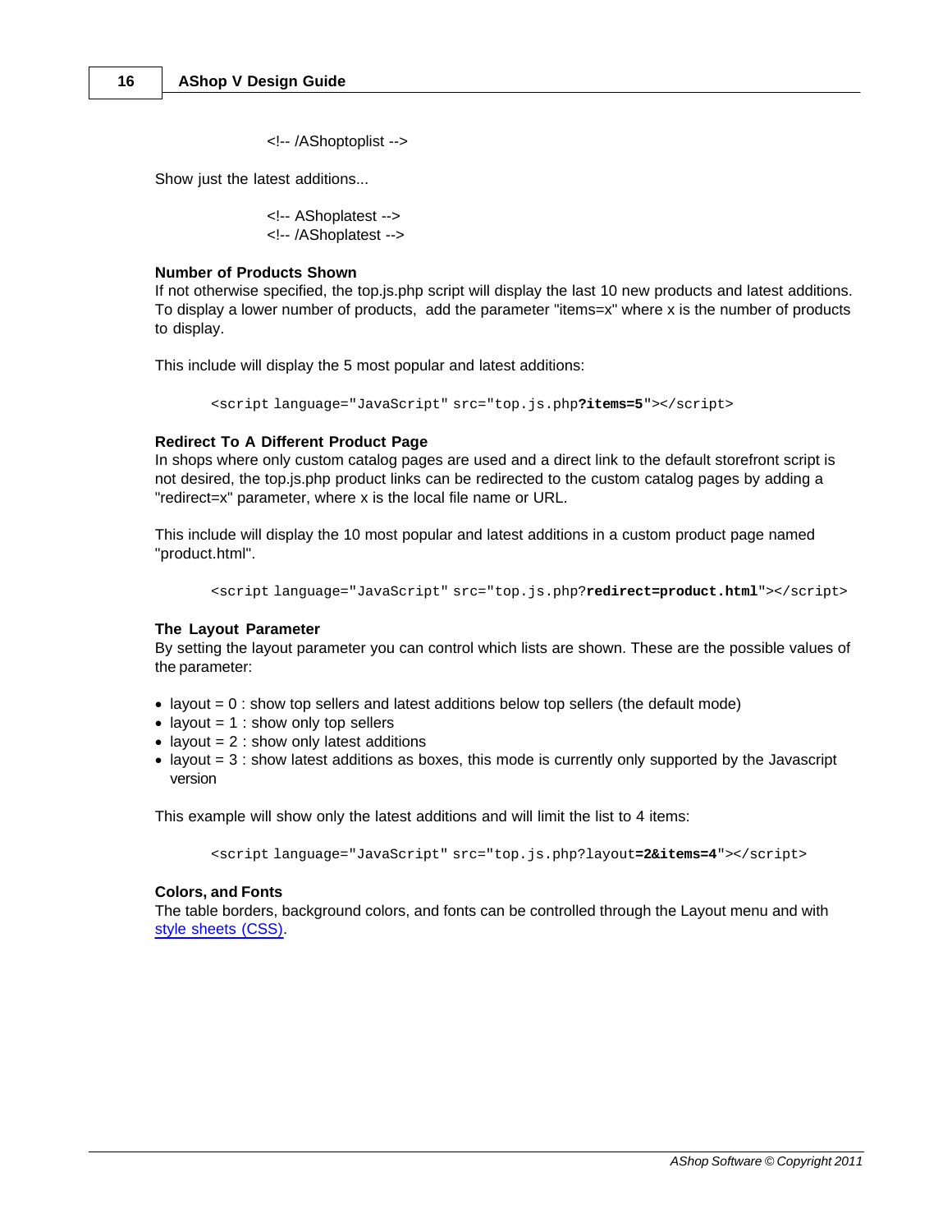```
<!-- /AShoptoplist -->
```

Show just the latest additions...

```
<!-- AShoplatest -->
<!-- /AShoplatest -->
```

**Number of Products Shown**

If not otherwise specified, the top.js.php script will display the last 10 new products and latest additions. To display a lower number of products, add the parameter "items=x" where x is the number of products to display.

This include will display the 5 most popular and latest additions:

```
<script language="JavaScript" src="top.js.php?items=5"></script>
```

**Redirect To A Different Product Page**

In shops where only custom catalog pages are used and a direct link to the default storefront script is not desired, the top.js.php product links can be redirected to the custom catalog pages by adding a "redirect=x" parameter, where x is the local file name or URL.

This include will display the 10 most popular and latest additions in a custom product page named "product.html".

```
<script language="JavaScript" src="top.js.php?redirect=product.html"></script>
```

**The Layout Parameter**

By setting the layout parameter you can control which lists are shown. These are the possible values of the parameter:

- layout = 0 : show top sellers and latest additions below top sellers (the default mode)
- layout = 1 : show only top sellers
- layout = 2 : show only latest additions
- layout = 3 : show latest additions as boxes, this mode is currently only supported by the Javascript version

This example will show only the latest additions and will limit the list to 4 items:

```
<script language="JavaScript" src="top.js.php?layout=2&items=4"></script>
```

**Colors, and Fonts**

The table borders, background colors, and fonts can be controlled through the Layout menu and with style sheets (CSS).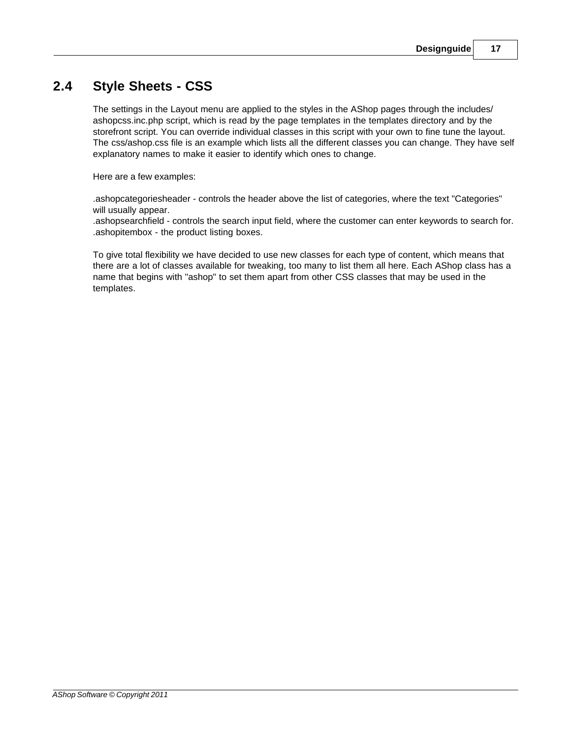## 2.4 Style Sheets - CSS

The settings in the Layout menu are applied to the styles in the AShop pages through the includes/ ashopcss.inc.php script, which is read by the page templates in the templates directory and by the storefront script. You can override individual classes in this script with your own to fine tune the layout. The css/ashop.css file is an example which lists all the different classes you can change. They have self explanatory names to make it easier to identify which ones to change.

Here are a few examples:

.ashopcategoriesheader - controls the header above the list of categories, where the text "Categories" will usually appear.
.ashopsearchfield - controls the search input field, where the customer can enter keywords to search for.
.ashopitembox - the product listing boxes.

To give total flexibility we have decided to use new classes for each type of content, which means that there are a lot of classes available for tweaking, too many to list them all here. Each AShop class has a name that begins with "ashop" to set them apart from other CSS classes that may be used in the templates.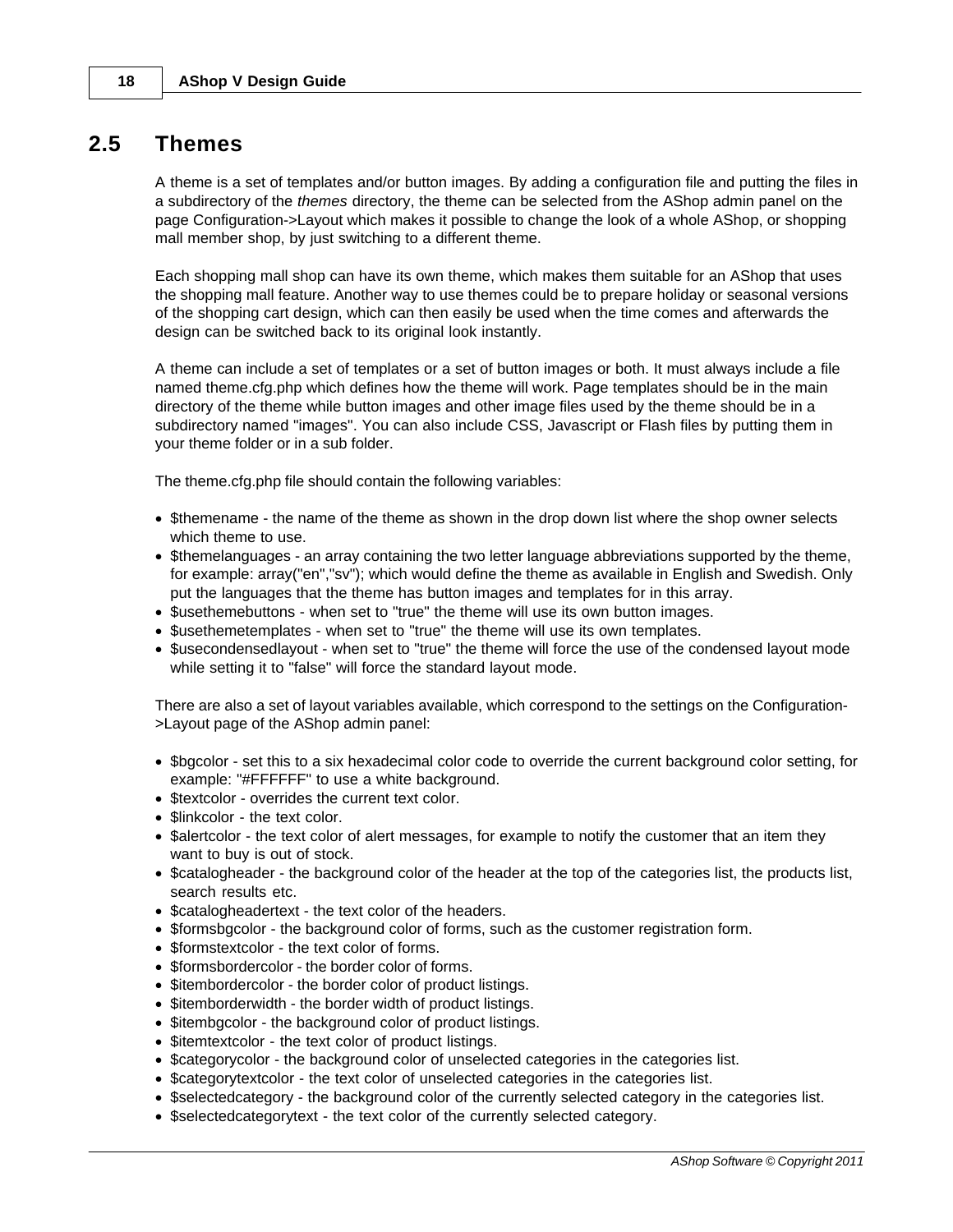## 2.5 Themes

A theme is a set of templates and/or button images. By adding a configuration file and putting the files in a subdirectory of the *themes* directory, the theme can be selected from the AShop admin panel on the page Configuration->Layout which makes it possible to change the look of a whole AShop, or shopping mall member shop, by just switching to a different theme.

Each shopping mall shop can have its own theme, which makes them suitable for an AShop that uses the shopping mall feature. Another way to use themes could be to prepare holiday or seasonal versions of the shopping cart design, which can then easily be used when the time comes and afterwards the design can be switched back to its original look instantly.

A theme can include a set of templates or a set of button images or both. It must always include a file named theme.cfg.php which defines how the theme will work. Page templates should be in the main directory of the theme while button images and other image files used by the theme should be in a subdirectory named "images". You can also include CSS, Javascript or Flash files by putting them in your theme folder or in a sub folder.

The theme.cfg.php file should contain the following variables:

- $themename - the name of the theme as shown in the drop down list where the shop owner selects which theme to use.
- $themelanguages - an array containing the two letter language abbreviations supported by the theme, for example: array("en","sv"); which would define the theme as available in English and Swedish. Only put the languages that the theme has button images and templates for in this array.
- $usethemebuttons - when set to "true" the theme will use its own button images.
- $usethemetemplates - when set to "true" the theme will use its own templates.
- $usecondensedlayout - when set to "true" the theme will force the use of the condensed layout mode while setting it to "false" will force the standard layout mode.

There are also a set of layout variables available, which correspond to the settings on the Configuration->Layout page of the AShop admin panel:

- $bgcolor - set this to a six hexadecimal color code to override the current background color setting, for example: "#FFFFFF" to use a white background.
- $textcolor - overrides the current text color.
- $linkcolor - the text color.
- $alertcolor - the text color of alert messages, for example to notify the customer that an item they want to buy is out of stock.
- $catalogheader - the background color of the header at the top of the categories list, the products list, search results etc.
- $catalogheadertext - the text color of the headers.
- $formsbgcolor - the background color of forms, such as the customer registration form.
- $formstextcolor - the text color of forms.
- $formsbordercolor - the border color of forms.
- $itembordercolor - the border color of product listings.
- $itemborderwidth - the border width of product listings.
- $itembgcolor - the background color of product listings.
- $itemtextcolor - the text color of product listings.
- $categorycolor - the background color of unselected categories in the categories list.
- $categorytextcolor - the text color of unselected categories in the categories list.
- $selectedcategory - the background color of the currently selected category in the categories list.
- $selectedcategorytext - the text color of the currently selected category.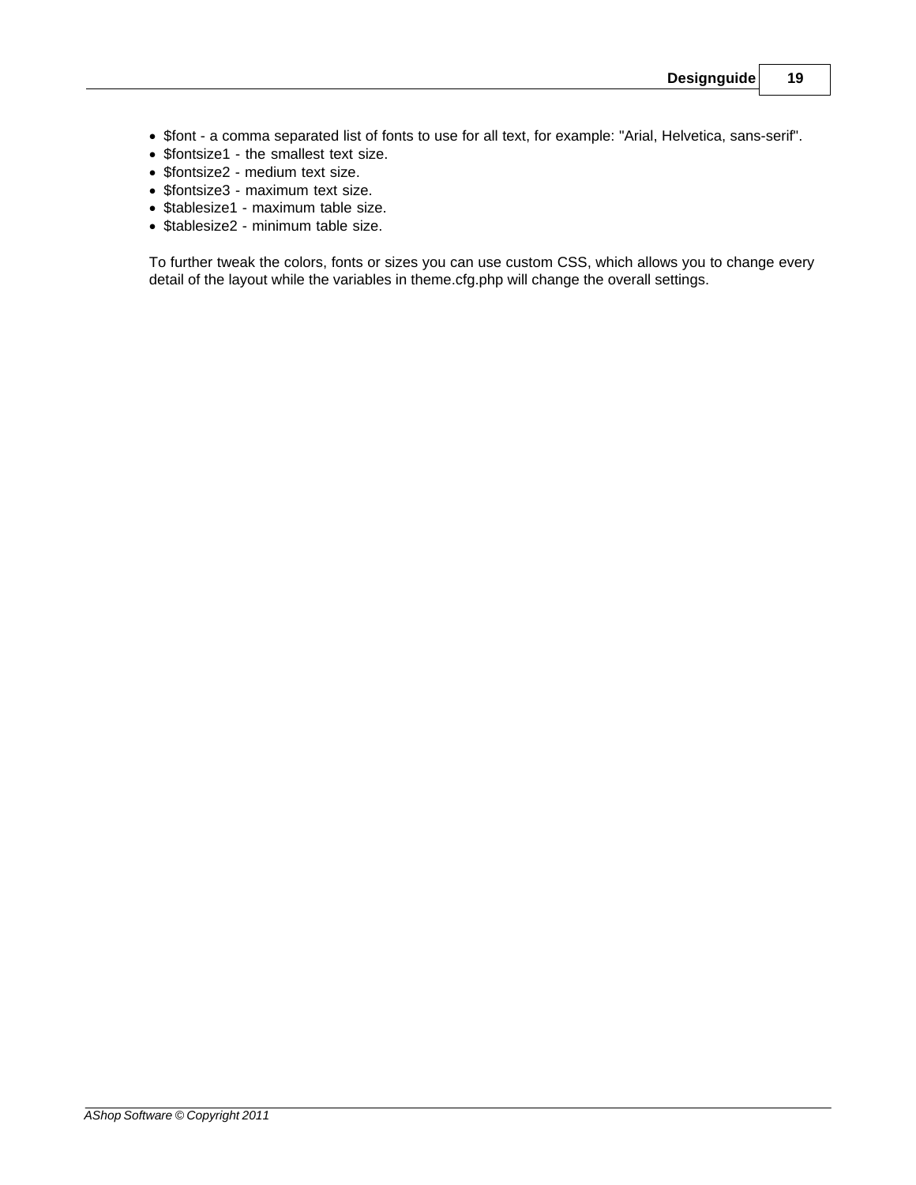- $font - a comma separated list of fonts to use for all text, for example: "Arial, Helvetica, sans-serif".
- $fontsize1 - the smallest text size.
- $fontsize2 - medium text size.
- $fontsize3 - maximum text size.
- $tablesize1 - maximum table size.
- $tablesize2 - minimum table size.

To further tweak the colors, fonts or sizes you can use custom CSS, which allows you to change every detail of the layout while the variables in theme.cfg.php will change the overall settings.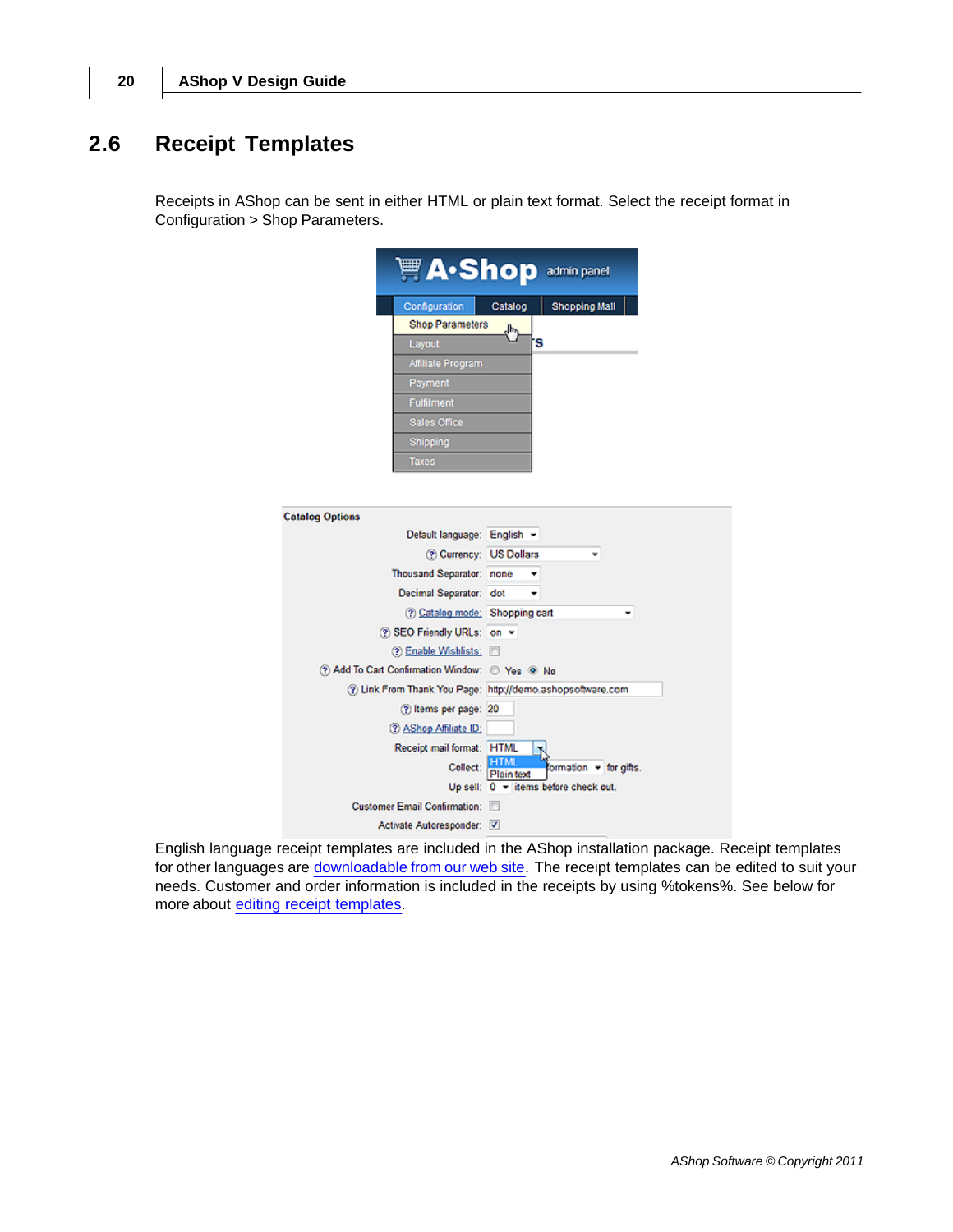## 2.6 Receipt Templates

Receipts in AShop can be sent in either HTML or plain text format. Select the receipt format in Configuration > Shop Parameters.

English language receipt templates are included in the AShop installation package. Receipt templates for other languages are downloadable from our web site. The receipt templates can be edited to suit your needs. Customer and order information is included in the receipts by using %tokens%. See below for more about editing receipt templates.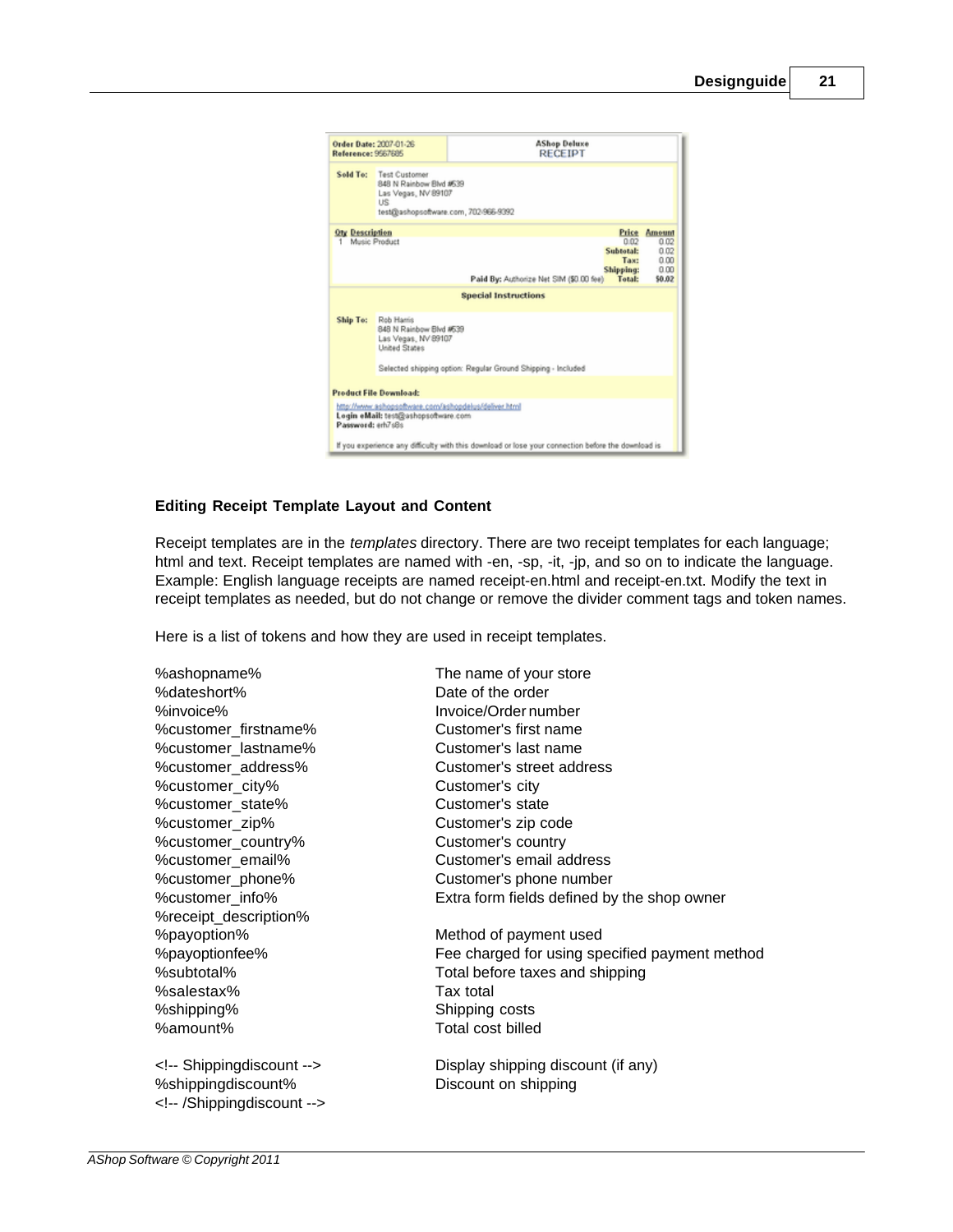#### Editing Receipt Template Layout and Content

Receipt templates are in the *templates* directory. There are two receipt templates for each language; html and text. Receipt templates are named with -en, -sp, -it, -jp, and so on to indicate the language. Example: English language receipts are named receipt-en.html and receipt-en.txt. Modify the text in receipt templates as needed, but do not change or remove the divider comment tags and token names.

Here is a list of tokens and how they are used in receipt templates.

| | |
|---|---|
| %ashopname% | The name of your store |
| %dateshort% | Date of the order |
| %invoice% | Invoice/Order number |
| %customer_firstname% | Customer's first name |
| %customer_lastname% | Customer's last name |
| %customer_address% | Customer's street address |
| %customer_city% | Customer's city |
| %customer_state% | Customer's state |
| %customer_zip% | Customer's zip code |
| %customer_country% | Customer's country |
| %customer_email% | Customer's email address |
| %customer_phone% | Customer's phone number |
| %customer_info% | Extra form fields defined by the shop owner |
| %receipt_description% | |
| %payoption% | Method of payment used |
| %payoptionfee% | Fee charged for using specified payment method |
| %subtotal% | Total before taxes and shipping |
| %salestax% | Tax total |
| %shipping% | Shipping costs |
| %amount% | Total cost billed |
| | |
| <!-- Shippingdiscount --> | Display shipping discount (if any) |
| %shippingdiscount% | Discount on shipping |
| <!-- /Shippingdiscount --> | |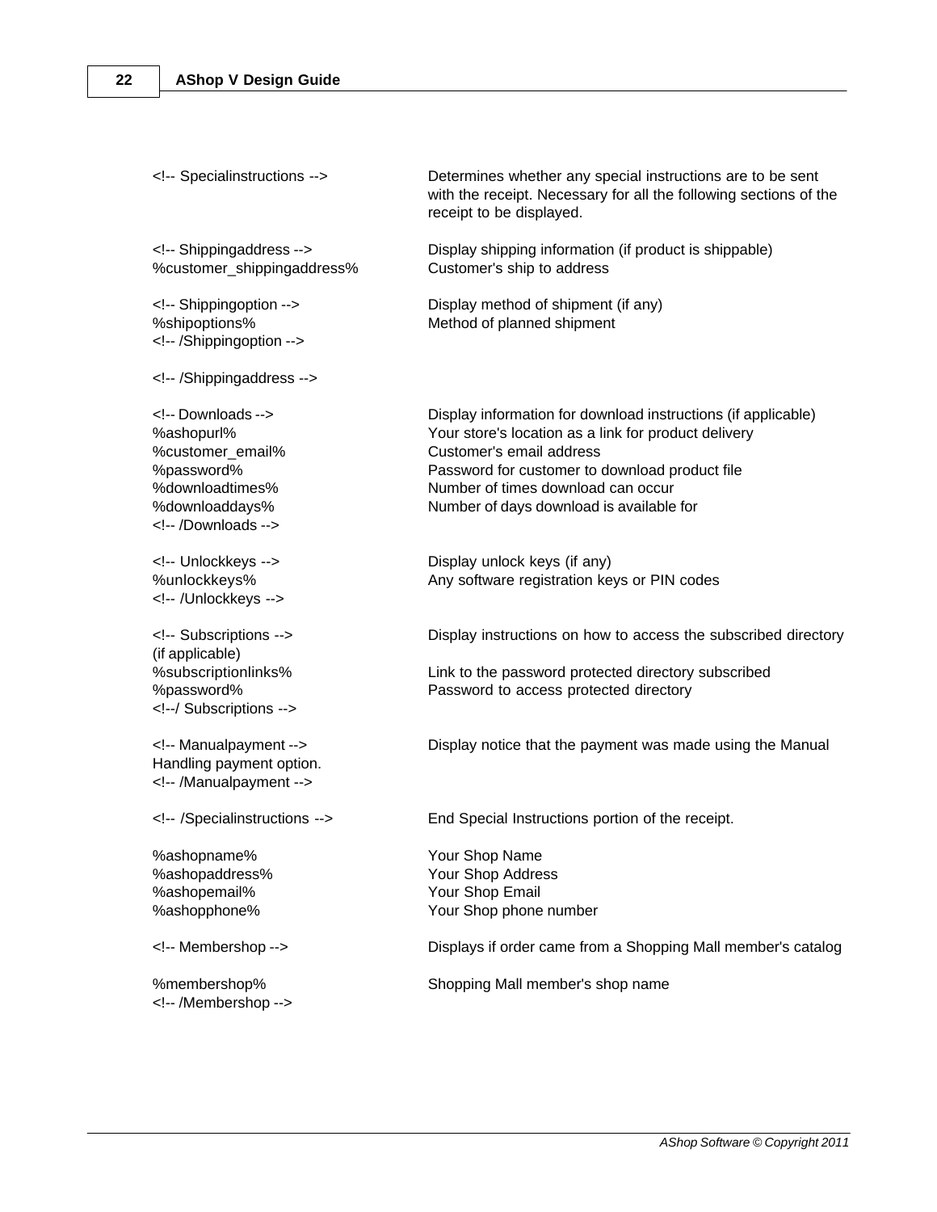| | |
|---|---|
| <!-- Specialinstructions --> | Determines whether any special instructions are to be sent with the receipt. Necessary for all the following sections of the receipt to be displayed. |
| <!-- Shippingaddress --> | Display shipping information (if product is shippable) |
| %customer_shippingaddress% | Customer's ship to address |
| <!-- Shippingoption --> | Display method of shipment (if any) |
| %shipoptions% | Method of planned shipment |
| <!-- /Shippingoption --> | |
| <!-- /Shippingaddress --> | |
| <!-- Downloads --> | Display information for download instructions (if applicable) |
| %ashopurl% | Your store's location as a link for product delivery |
| %customer_email% | Customer's email address |
| %password% | Password for customer to download product file |
| %downloadtimes% | Number of times download can occur |
| %downloaddays% | Number of days download is available for |
| <!-- /Downloads --> | |
| <!-- Unlockkeys --> | Display unlock keys (if any) |
| %unlockkeys% | Any software registration keys or PIN codes |
| <!-- /Unlockkeys --> | |
| <!-- Subscriptions --> (if applicable) | Display instructions on how to access the subscribed directory |
| %subscriptionlinks% | Link to the password protected directory subscribed |
| %password% | Password to access protected directory |
| <!--/ Subscriptions --> | |
| <!-- Manualpayment --> Handling payment option. | Display notice that the payment was made using the Manual |
| <!-- /Manualpayment --> | |
| <!-- /Specialinstructions --> | End Special Instructions portion of the receipt. |
| %ashopname% | Your Shop Name |
| %ashopaddress% | Your Shop Address |
| %ashopemail% | Your Shop Email |
| %ashopphone% | Your Shop phone number |
| <!-- Membershop --> | Displays if order came from a Shopping Mall member's catalog |
| %membershop% | Shopping Mall member's shop name |
| <!-- /Membershop --> | |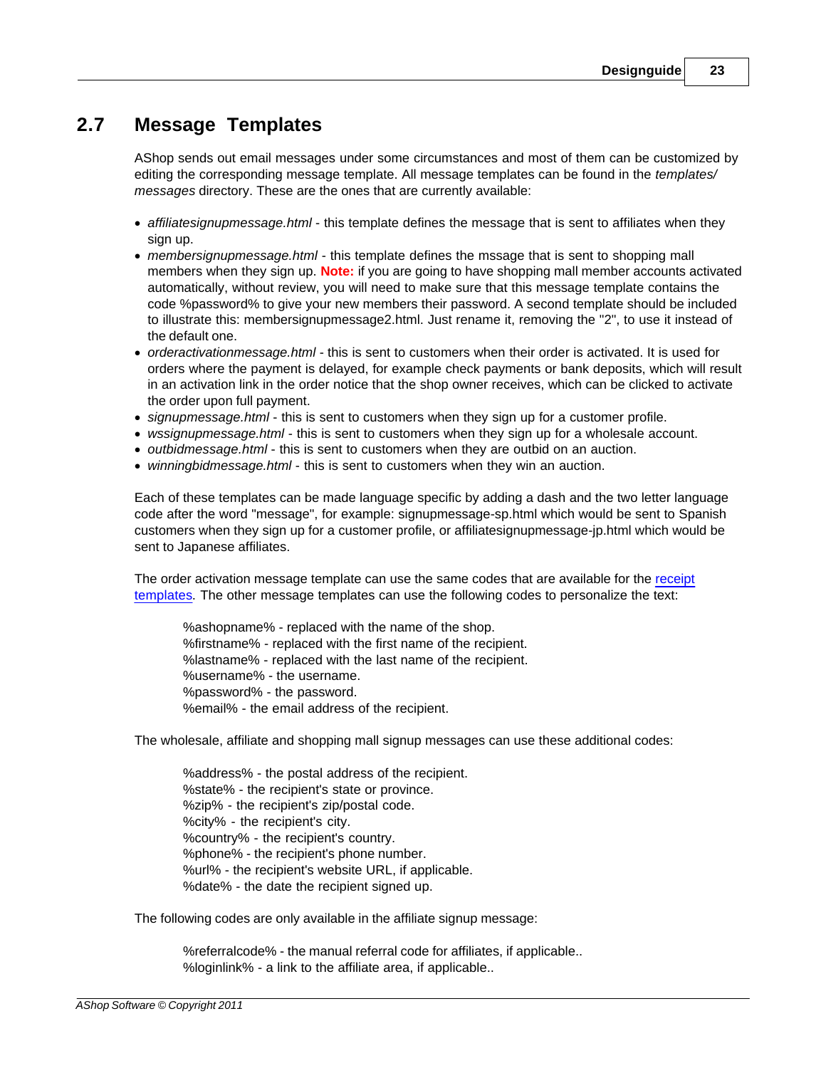## 2.7 Message Templates

AShop sends out email messages under some circumstances and most of them can be customized by editing the corresponding message template. All message templates can be found in the *templates/messages* directory. These are the ones that are currently available:

- *affiliatesignupmessage.html* - this template defines the message that is sent to affiliates when they sign up.
- *membersignupmessage.html* - this template defines the mssage that is sent to shopping mall members when they sign up. **Note:** if you are going to have shopping mall member accounts activated automatically, without review, you will need to make sure that this message template contains the code %password% to give your new members their password. A second template should be included to illustrate this: membersignupmessage2.html. Just rename it, removing the "2", to use it instead of the default one.
- *orderactivationmessage.html* - this is sent to customers when their order is activated. It is used for orders where the payment is delayed, for example check payments or bank deposits, which will result in an activation link in the order notice that the shop owner receives, which can be clicked to activate the order upon full payment.
- *signupmessage.html* - this is sent to customers when they sign up for a customer profile.
- *wssignupmessage.html* - this is sent to customers when they sign up for a wholesale account.
- *outbidmessage.html* - this is sent to customers when they are outbid on an auction.
- *winningbidmessage.html* - this is sent to customers when they win an auction.

Each of these templates can be made language specific by adding a dash and the two letter language code after the word "message", for example: signupmessage-sp.html which would be sent to Spanish customers when they sign up for a customer profile, or affiliatesignupmessage-jp.html which would be sent to Japanese affiliates.

The order activation message template can use the same codes that are available for the receipt templates. The other message templates can use the following codes to personalize the text:

> %ashopname% - replaced with the name of the shop.
> %firstname% - replaced with the first name of the recipient.
> %lastname% - replaced with the last name of the recipient.
> %username% - the username.
> %password% - the password.
> %email% - the email address of the recipient.

The wholesale, affiliate and shopping mall signup messages can use these additional codes:

> %address% - the postal address of the recipient.
> %state% - the recipient's state or province.
> %zip% - the recipient's zip/postal code.
> %city% - the recipient's city.
> %country% - the recipient's country.
> %phone% - the recipient's phone number.
> %url% - the recipient's website URL, if applicable.
> %date% - the date the recipient signed up.

The following codes are only available in the affiliate signup message:

> %referralcode% - the manual referral code for affiliates, if applicable..
> %loginlink% - a link to the affiliate area, if applicable..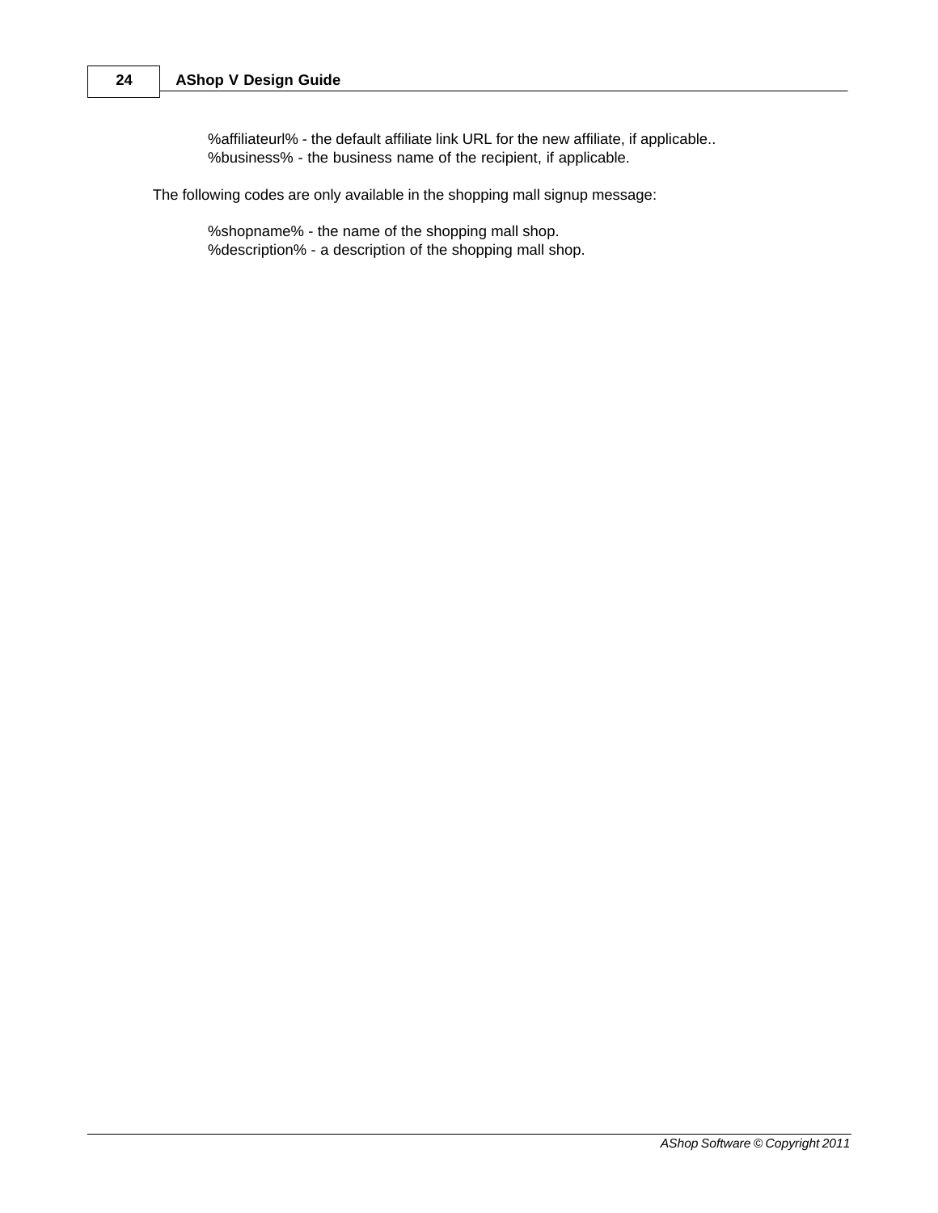%affiliateurl% - the default affiliate link URL for the new affiliate, if applicable..
%business% - the business name of the recipient, if applicable.

The following codes are only available in the shopping mall signup message:

%shopname% - the name of the shopping mall shop.
%description% - a description of the shopping mall shop.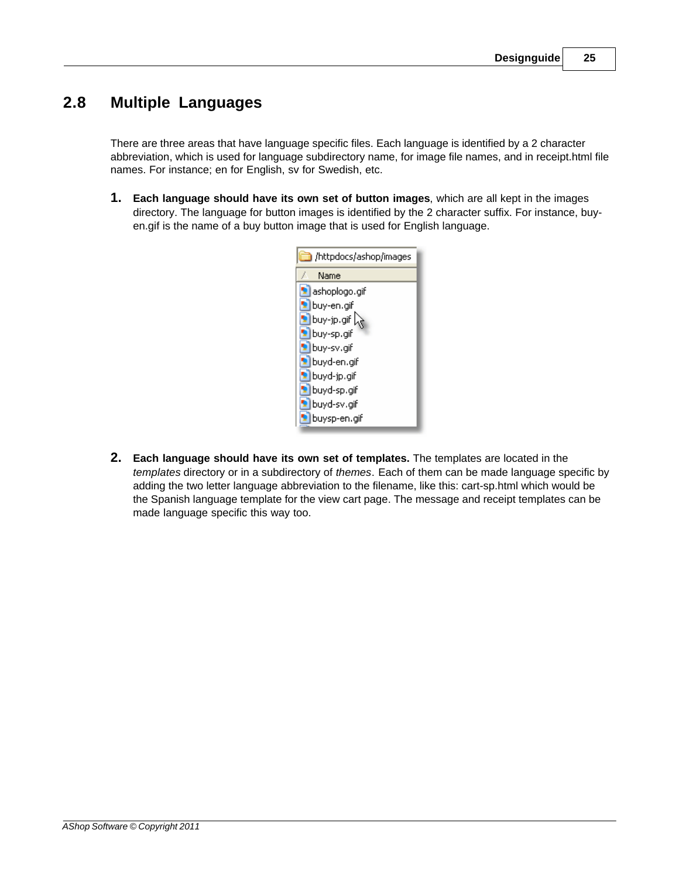## 2.8 Multiple Languages

There are three areas that have language specific files. Each language is identified by a 2 character abbreviation, which is used for language subdirectory name, for image file names, and in receipt.html file names. For instance; en for English, sv for Swedish, etc.

1. **Each language should have its own set of button images**, which are all kept in the images directory. The language for button images is identified by the 2 character suffix. For instance, buy-en.gif is the name of a buy button image that is used for English language.

2. **Each language should have its own set of templates.** The templates are located in the *templates* directory or in a subdirectory of *themes*. Each of them can be made language specific by adding the two letter language abbreviation to the filename, like this: cart-sp.html which would be the Spanish language template for the view cart page. The message and receipt templates can be made language specific this way too.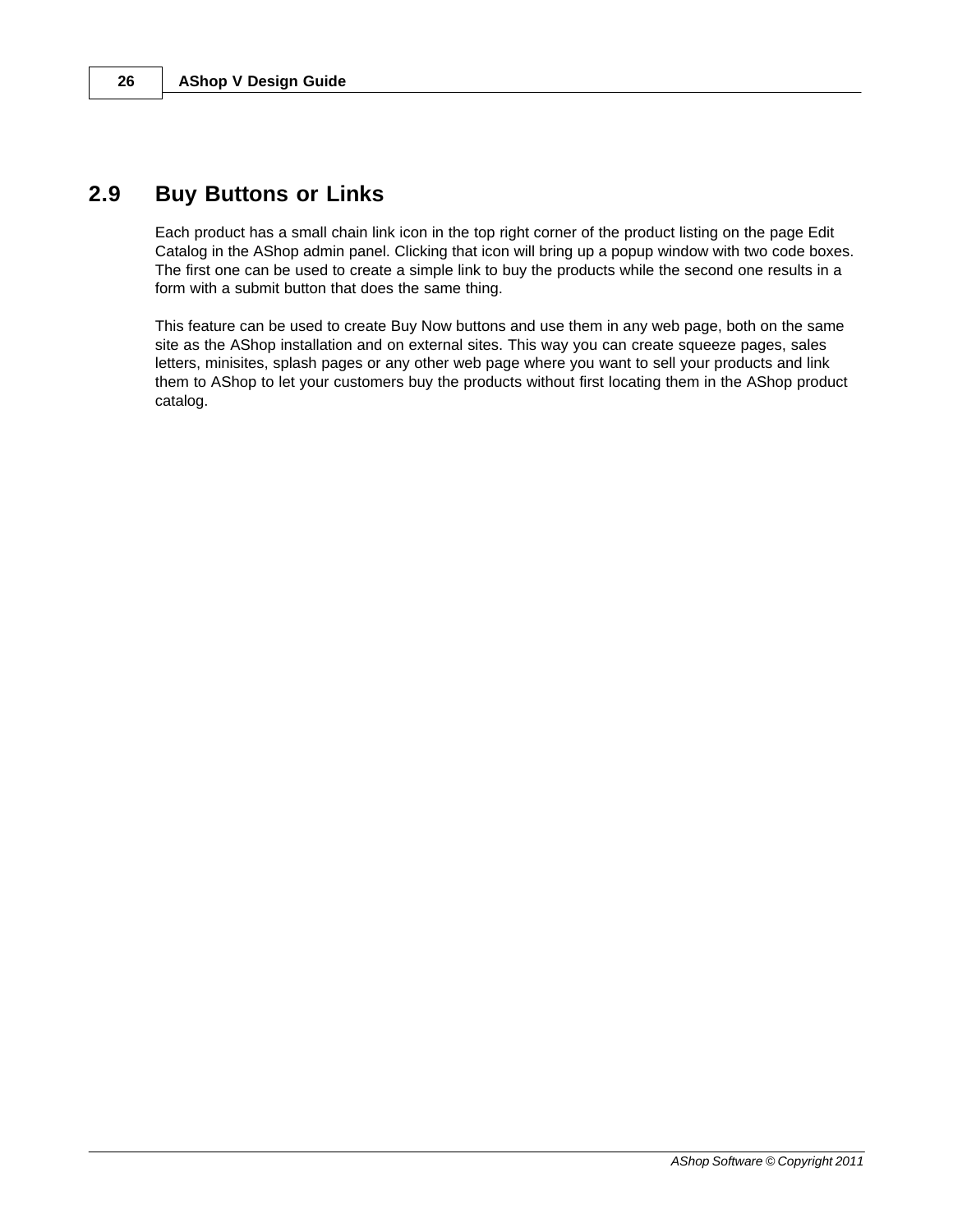## 2.9 Buy Buttons or Links

Each product has a small chain link icon in the top right corner of the product listing on the page Edit Catalog in the AShop admin panel. Clicking that icon will bring up a popup window with two code boxes. The first one can be used to create a simple link to buy the products while the second one results in a form with a submit button that does the same thing.

This feature can be used to create Buy Now buttons and use them in any web page, both on the same site as the AShop installation and on external sites. This way you can create squeeze pages, sales letters, minisites, splash pages or any other web page where you want to sell your products and link them to AShop to let your customers buy the products without first locating them in the AShop product catalog.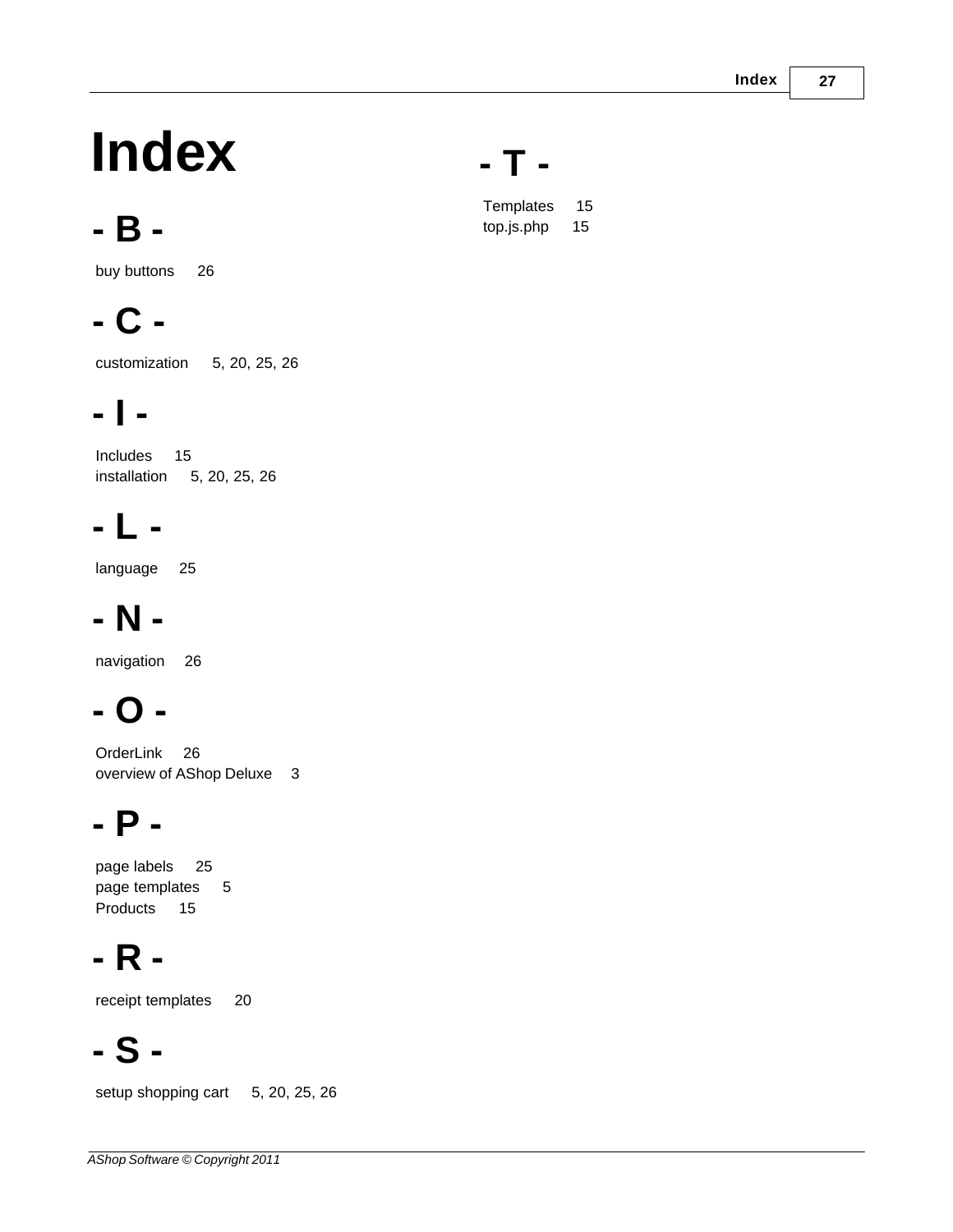# Index

## - B -

buy buttons 26

## - C -

customization 5, 20, 25, 26

## - I -

Includes 15
installation 5, 20, 25, 26

## - L -

language 25

## - N -

navigation 26

## - O -

OrderLink 26
overview of AShop Deluxe 3

## - P -

page labels 25
page templates 5
Products 15

## - R -

receipt templates 20

## - S -

setup shopping cart 5, 20, 25, 26

## - T -

Templates 15
top.js.php 15